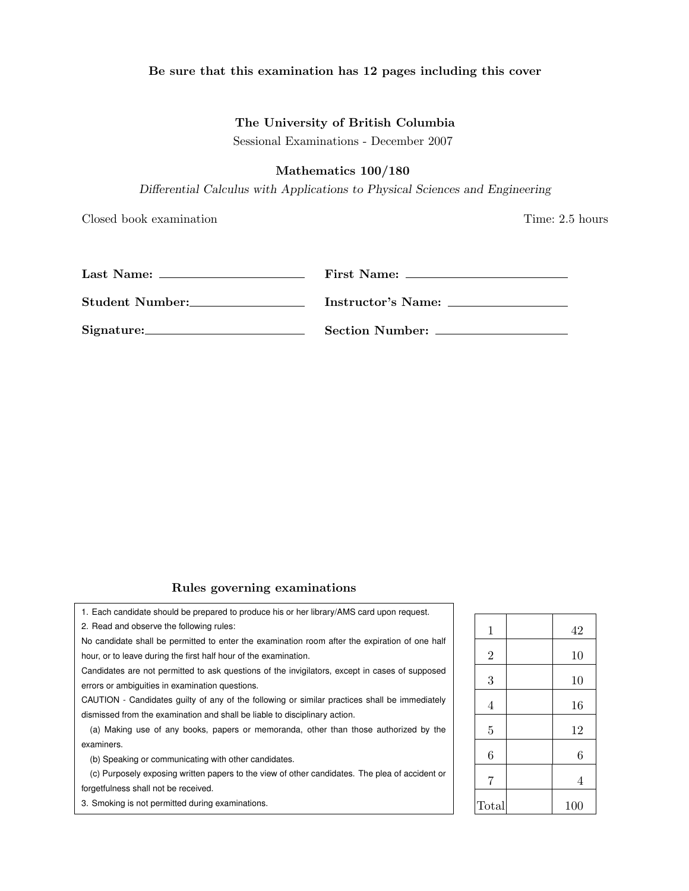**Be sure that this examination has 12 pages including this cover**

**The University of British Columbia**

Sessional Examinations - December 2007

**Mathematics 100/180**

*Differential Calculus with Applications to Physical Sciences and Engineering*

Closed book examination | Time: 2.5 hours

**Last Name:** ______________________ **First Name:** ______________________

**Student Number:** ______________________ **Instructor's Name:** ______________________

**Signature:** ______________________ **Section Number:** ______________________

### Rules governing examinations

1. Each candidate should be prepared to produce his or her library/AMS card upon request.
2. Read and observe the following rules:

No candidate shall be permitted to enter the examination room after the expiration of one half hour, or to leave during the first half hour of the examination.

Candidates are not permitted to ask questions of the invigilators, except in cases of supposed errors or ambiguities in examination questions.

CAUTION - Candidates guilty of any of the following or similar practices shall be immediately dismissed from the examination and shall be liable to disciplinary action.

(a) Making use of any books, papers or memoranda, other than those authorized by the examiners.

(b) Speaking or communicating with other candidates.

(c) Purposely exposing written papers to the view of other candidates. The plea of accident or forgetfulness shall not be received.

3. Smoking is not permitted during examinations.

| | | |
|---|---|---|
| 1 | | 42 |
| 2 | | 10 |
| 3 | | 10 |
| 4 | | 16 |
| 5 | | 12 |
| 6 | | 6 |
| 7 | | 4 |
| Total | | 100 |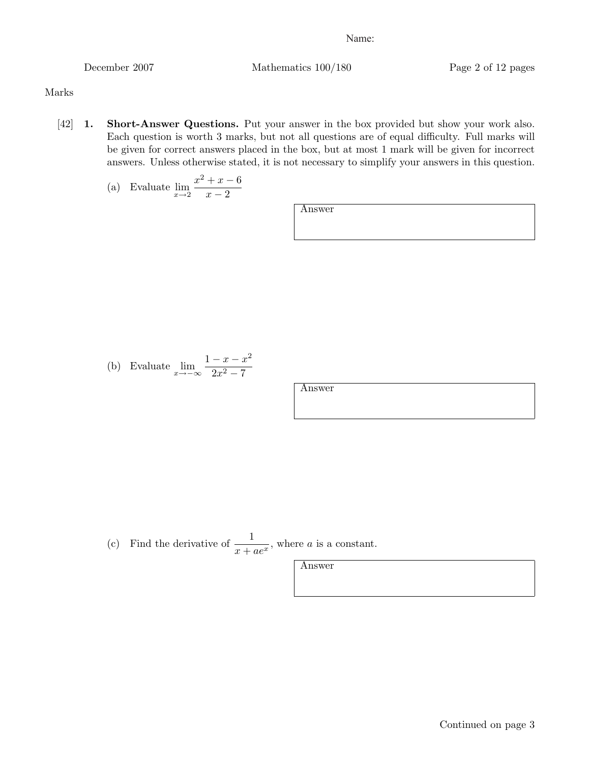Name:

Marks

[42] **1. Short-Answer Questions.** Put your answer in the box provided but show your work also. Each question is worth 3 marks, but not all questions are of equal difficulty. Full marks will be given for correct answers placed in the box, but at most 1 mark will be given for incorrect answers. Unless otherwise stated, it is not necessary to simplify your answers in this question.

(a) Evaluate $\lim_{x \to 2} \dfrac{x^2 + x - 6}{x - 2}$

Answer

(b) Evaluate $\lim_{x \to -\infty} \dfrac{1 - x - x^2}{2x^2 - 7}$

Answer

(c) Find the derivative of $\dfrac{1}{x + ae^x}$, where $a$ is a constant.

Answer

Continued on page 3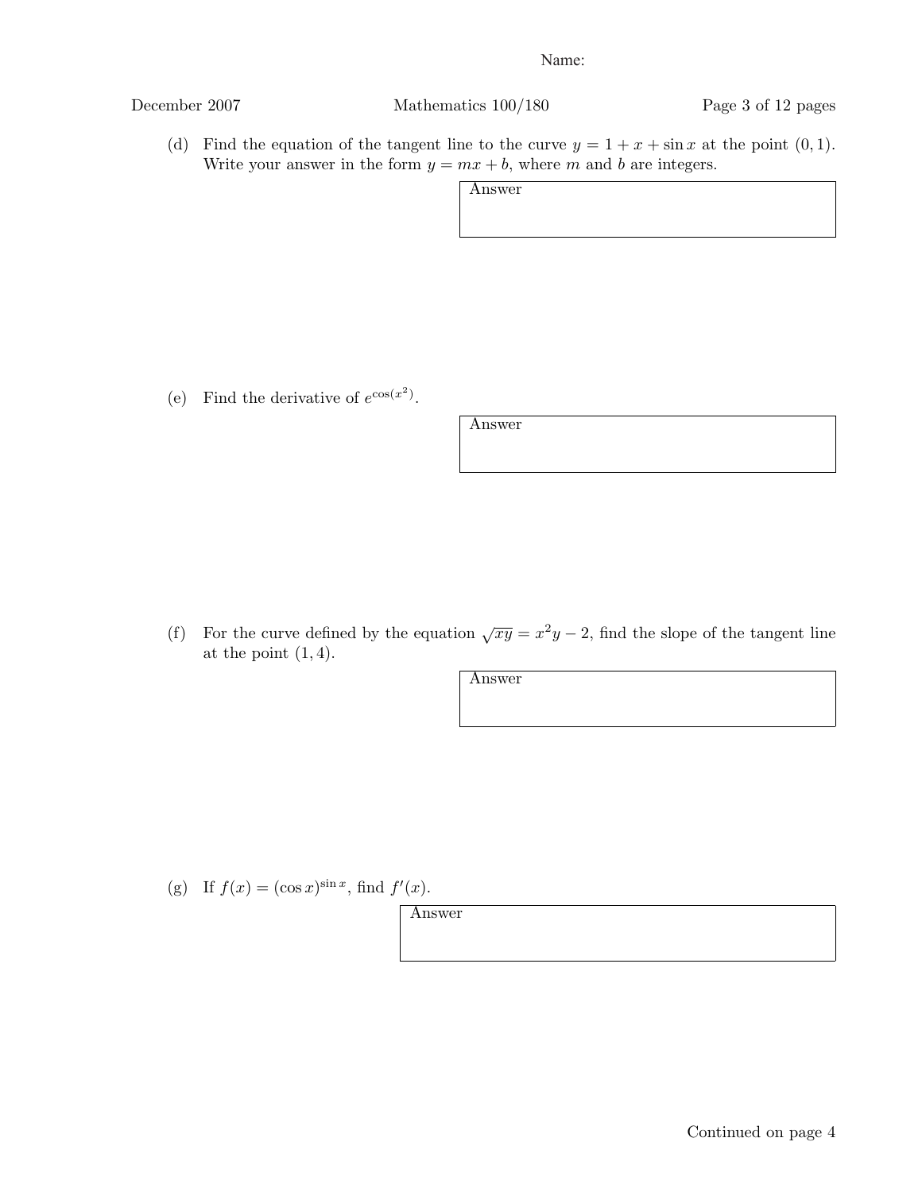Name:

(d) Find the equation of the tangent line to the curve $y = 1 + x + \sin x$ at the point $(0, 1)$. Write your answer in the form $y = mx + b$, where $m$ and $b$ are integers.

Answer

(e) Find the derivative of $e^{\cos(x^2)}$.

Answer

(f) For the curve defined by the equation $\sqrt{xy} = x^2 y - 2$, find the slope of the tangent line at the point $(1, 4)$.

Answer

(g) If $f(x) = (\cos x)^{\sin x}$, find $f'(x)$.

Answer

Continued on page 4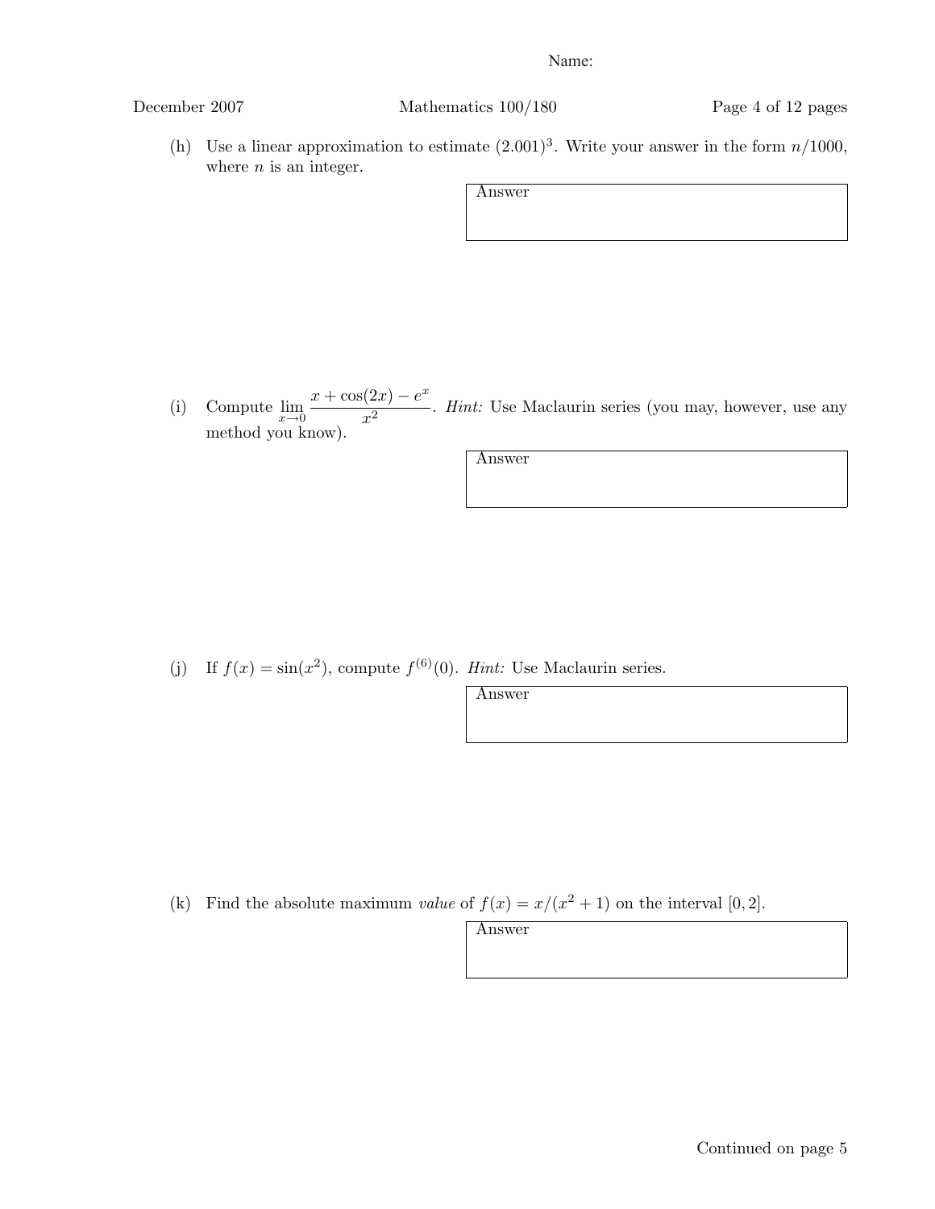Name:

(h) Use a linear approximation to estimate $(2.001)^3$. Write your answer in the form $n/1000$, where $n$ is an integer.

Answer

(i) Compute $\displaystyle\lim_{x \to 0} \frac{x + \cos(2x) - e^x}{x^2}$. *Hint:* Use Maclaurin series (you may, however, use any method you know).

Answer

(j) If $f(x) = \sin(x^2)$, compute $f^{(6)}(0)$. *Hint:* Use Maclaurin series.

Answer

(k) Find the absolute maximum *value* of $f(x) = x/(x^2 + 1)$ on the interval $[0, 2]$.

Answer

Continued on page 5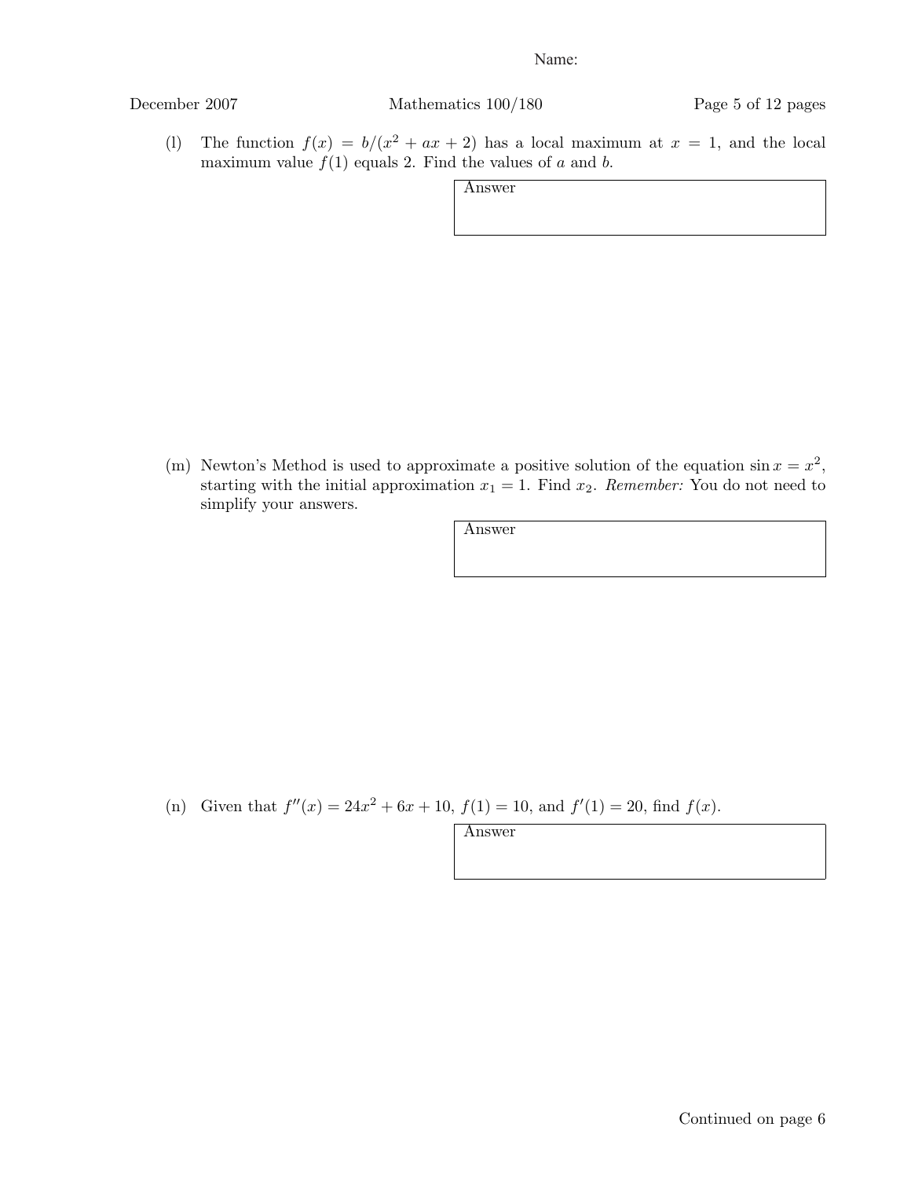Name:

(l) The function $f(x) = b/(x^2 + ax + 2)$ has a local maximum at $x = 1$, and the local maximum value $f(1)$ equals 2. Find the values of $a$ and $b$.

| Answer |
|---|
| |

(m) Newton's Method is used to approximate a positive solution of the equation $\sin x = x^2$, starting with the initial approximation $x_1 = 1$. Find $x_2$. *Remember:* You do not need to simplify your answers.

| Answer |
|---|
| |

(n) Given that $f''(x) = 24x^2 + 6x + 10$, $f(1) = 10$, and $f'(1) = 20$, find $f(x)$.

| Answer |
|---|
| |

Continued on page 6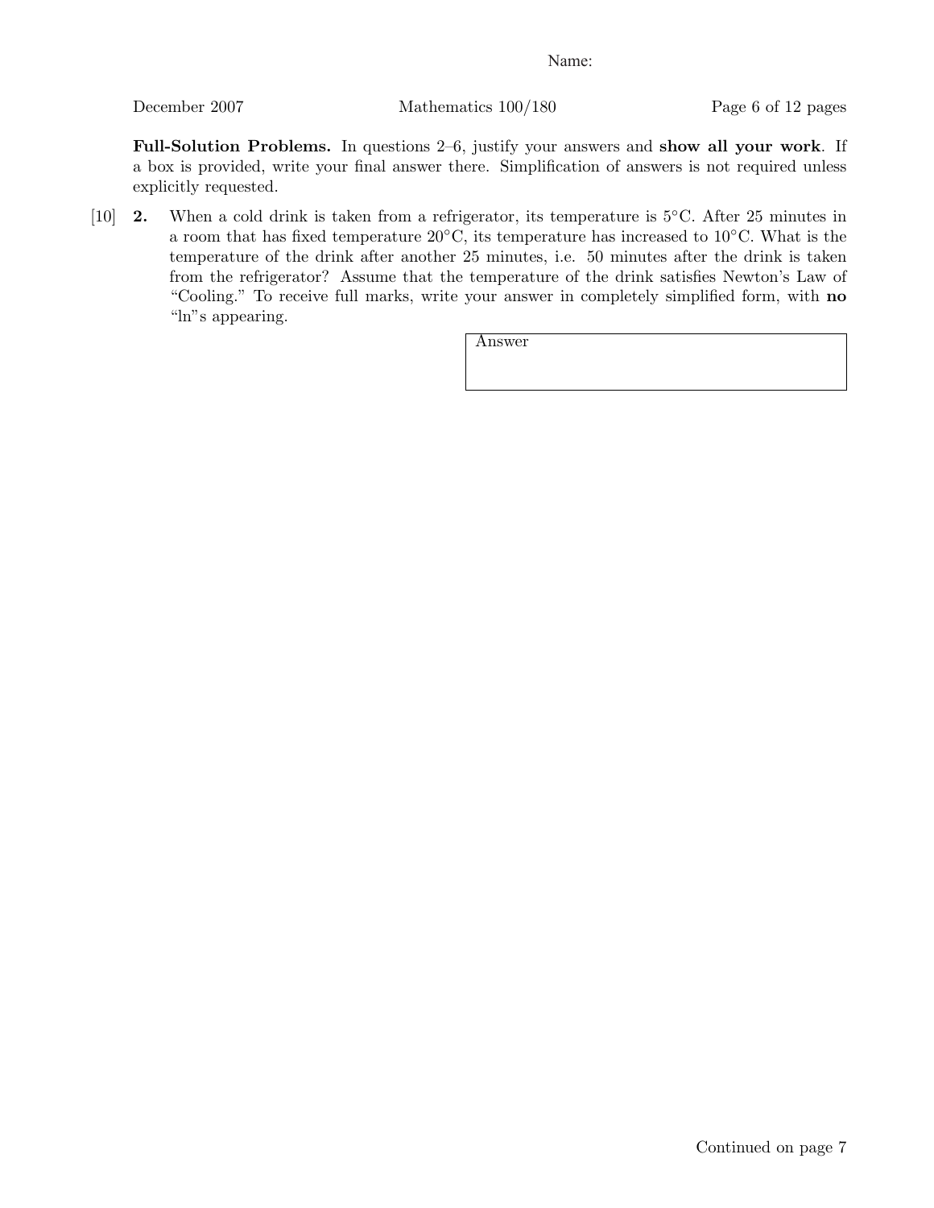Name:

**Full-Solution Problems.** In questions 2–6, justify your answers and **show all your work**. If a box is provided, write your final answer there. Simplification of answers is not required unless explicitly requested.

[10] **2.** When a cold drink is taken from a refrigerator, its temperature is 5°C. After 25 minutes in a room that has fixed temperature 20°C, its temperature has increased to 10°C. What is the temperature of the drink after another 25 minutes, i.e. 50 minutes after the drink is taken from the refrigerator? Assume that the temperature of the drink satisfies Newton's Law of "Cooling." To receive full marks, write your answer in completely simplified form, with **no** "ln"s appearing.

| Answer |
|---|
| |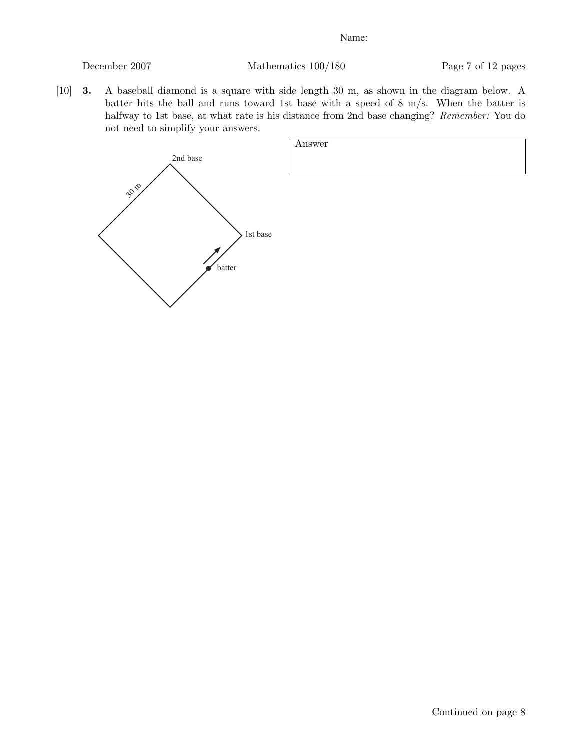Name:

[10] **3.** A baseball diamond is a square with side length 30 m, as shown in the diagram below. A batter hits the ball and runs toward 1st base with a speed of 8 m/s. When the batter is halfway to 1st base, at what rate is his distance from 2nd base changing? *Remember:* You do not need to simplify your answers.

2nd base

30 m

1st base

batter

| Answer |
| --- |
| |

Continued on page 8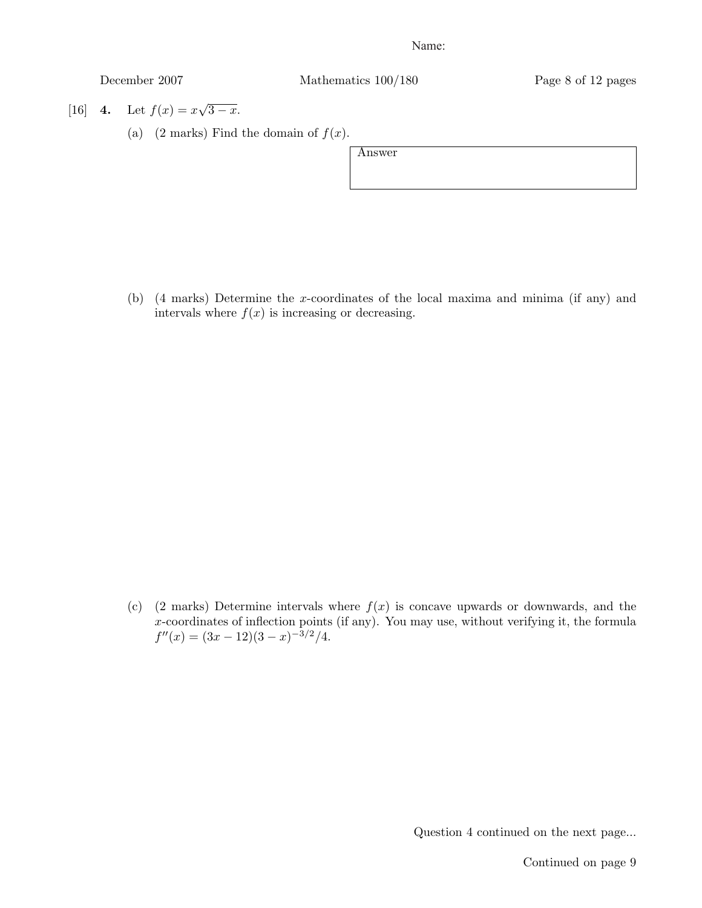Name:

[16] **4.** Let $f(x) = x\sqrt{3-x}$.

(a) (2 marks) Find the domain of $f(x)$.

| Answer |
|---|
| |

(b) (4 marks) Determine the $x$-coordinates of the local maxima and minima (if any) and intervals where $f(x)$ is increasing or decreasing.

(c) (2 marks) Determine intervals where $f(x)$ is concave upwards or downwards, and the $x$-coordinates of inflection points (if any). You may use, without verifying it, the formula $f''(x) = (3x-12)(3-x)^{-3/2}/4$.

Question 4 continued on the next page...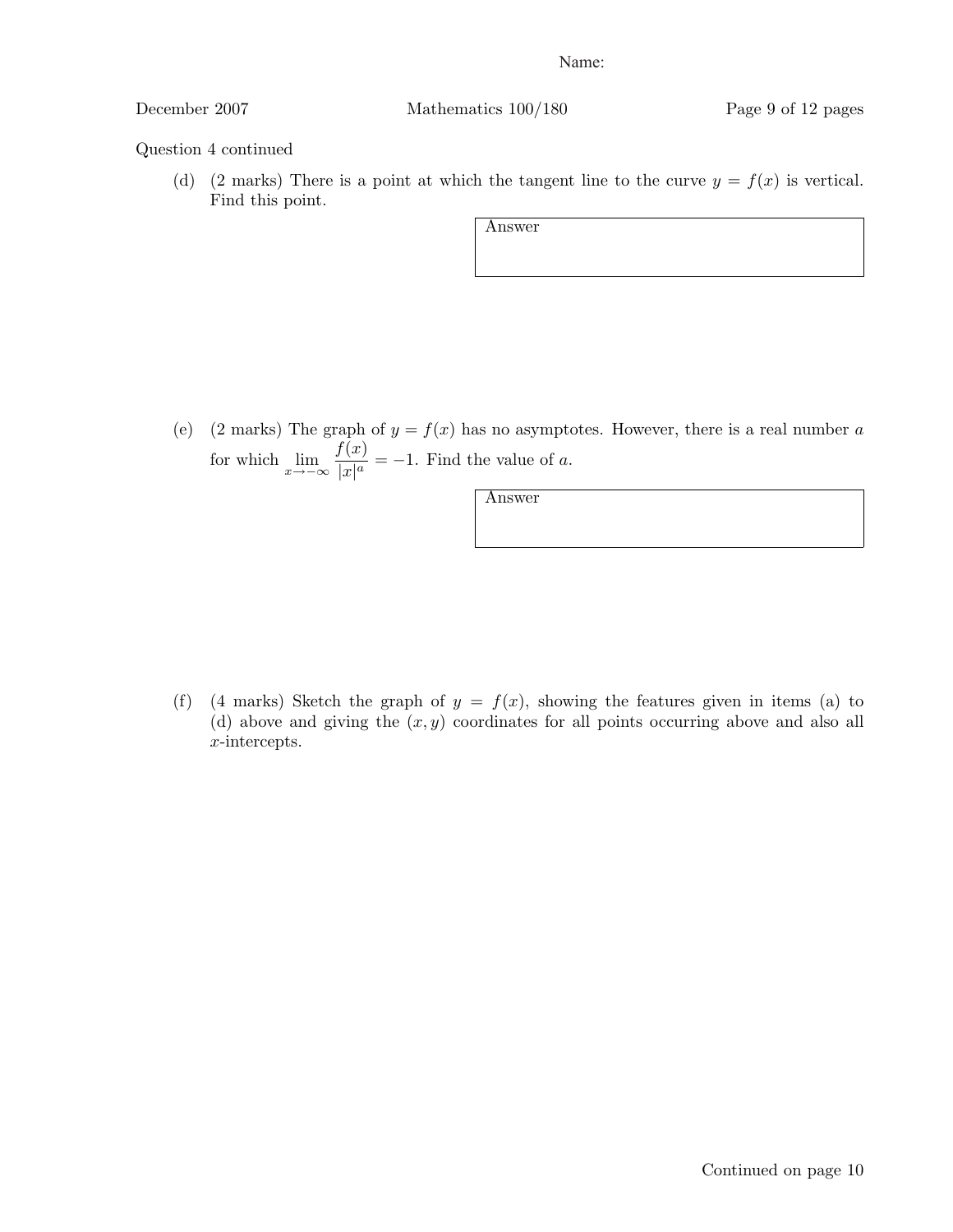Name:

Question 4 continued

(d) (2 marks) There is a point at which the tangent line to the curve $y = f(x)$ is vertical. Find this point.

Answer

(e) (2 marks) The graph of $y = f(x)$ has no asymptotes. However, there is a real number $a$ for which $\lim_{x \to -\infty} \frac{f(x)}{|x|^a} = -1$. Find the value of $a$.

Answer

(f) (4 marks) Sketch the graph of $y = f(x)$, showing the features given in items (a) to (d) above and giving the $(x, y)$ coordinates for all points occurring above and also all $x$-intercepts.

Continued on page 10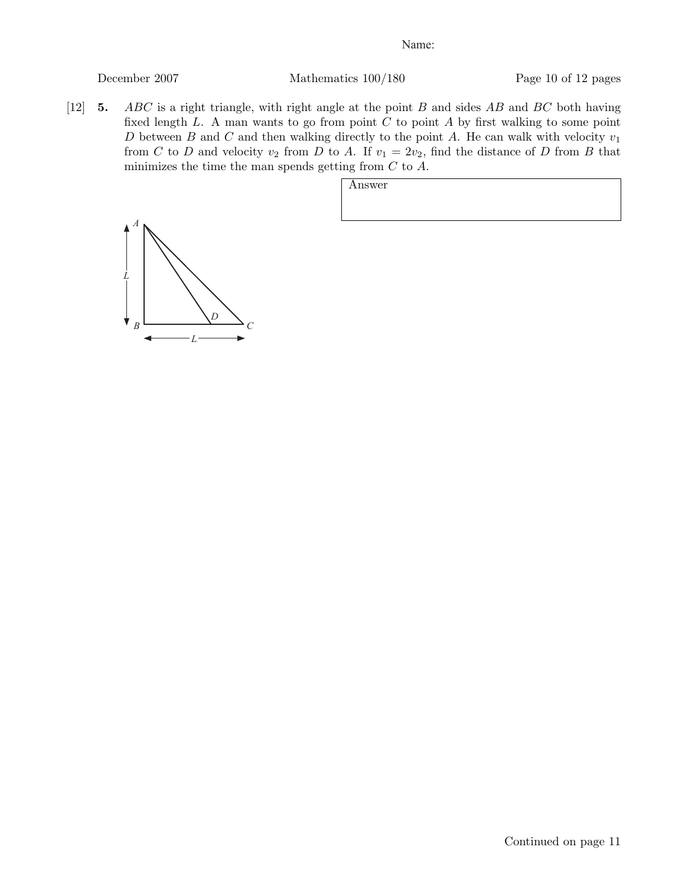[12] **5.** $ABC$ is a right triangle, with right angle at the point $B$ and sides $AB$ and $BC$ both having fixed length $L$. A man wants to go from point $C$ to point $A$ by first walking to some point $D$ between $B$ and $C$ and then walking directly to the point $A$. He can walk with velocity $v_1$ from $C$ to $D$ and velocity $v_2$ from $D$ to $A$. If $v_1 = 2v_2$, find the distance of $D$ from $B$ that minimizes the time the man spends getting from $C$ to $A$.

| Answer |
| --- |
| |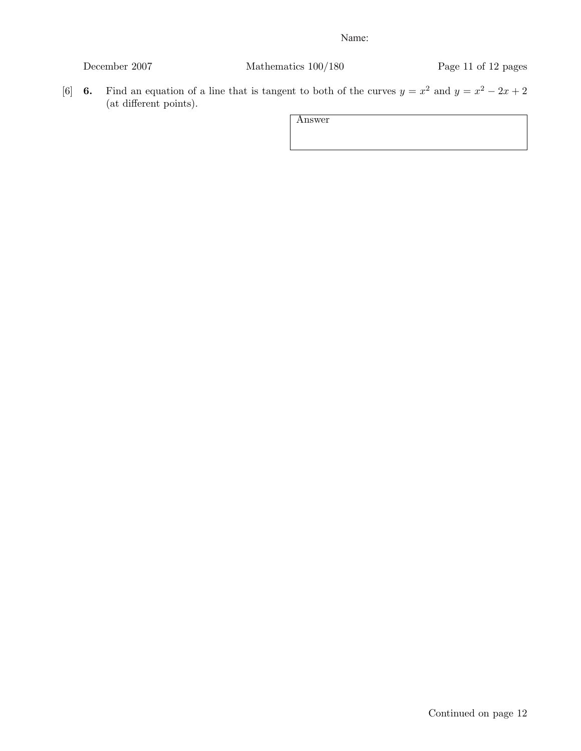[6] **6.** Find an equation of a line that is tangent to both of the curves $y = x^2$ and $y = x^2 - 2x + 2$ (at different points).

| Answer |
|---|
| |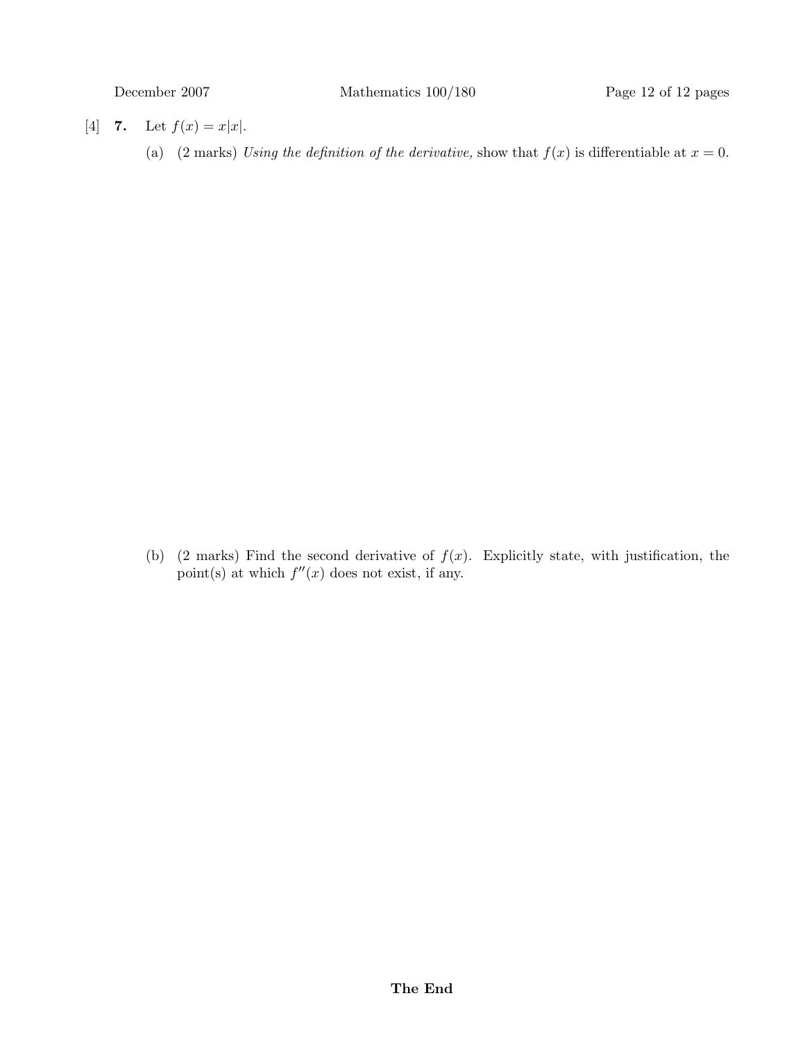[4] **7.** Let $f(x) = x|x|$.

(a) (2 marks) *Using the definition of the derivative,* show that $f(x)$ is differentiable at $x = 0$.

(b) (2 marks) Find the second derivative of $f(x)$. Explicitly state, with justification, the point(s) at which $f''(x)$ does not exist, if any.

**The End**